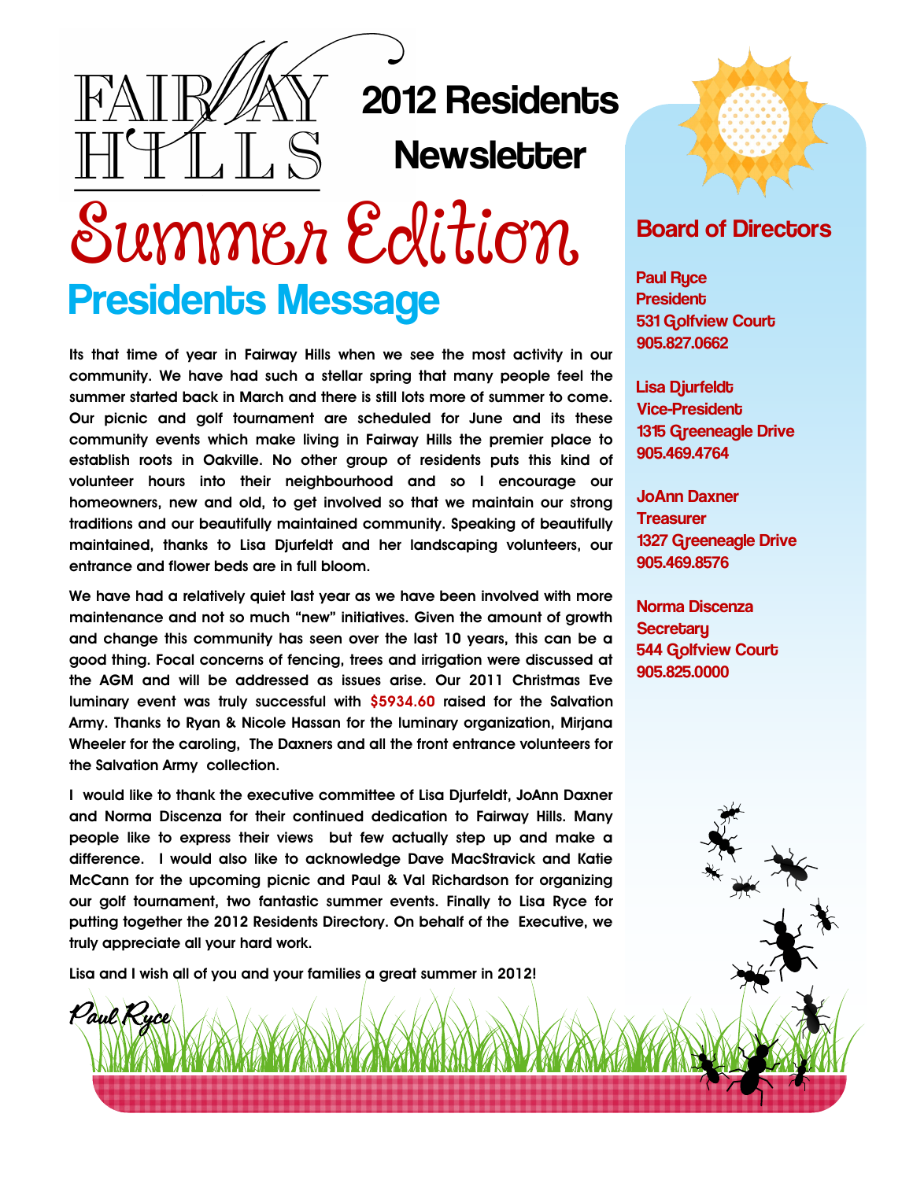# FAIRWAY HILLS

## 2012 Residents Newsletter

# Summer Edition

## Presidents Message

Its that time of year in Fairway Hills when we see the most activity in our community. We have had such a stellar spring that many people feel the summer started back in March and there is still lots more of summer to come. Our picnic and golf tournament are scheduled for June and its these community events which make living in Fairway Hills the premier place to establish roots in Oakville. No other group of residents puts this kind of volunteer hours into their neighbourhood and so I encourage our homeowners, new and old, to get involved so that we maintain our strong traditions and our beautifully maintained community. Speaking of beautifully maintained, thanks to Lisa Djurfeldt and her landscaping volunteers, our entrance and flower beds are in full bloom.

We have had a relatively quiet last year as we have been involved with more maintenance and not so much "new" initiatives. Given the amount of growth and change this community has seen over the last 10 years, this can be a good thing. Focal concerns of fencing, trees and irrigation were discussed at the AGM and will be addressed as issues arise. Our 2011 Christmas Eve luminary event was truly successful with $5934.60 raised for the Salvation Army. Thanks to Ryan & Nicole Hassan for the luminary organization, Mirjana Wheeler for the caroling, The Daxners and all the front entrance volunteers for the Salvation Army collection.

I would like to thank the executive committee of Lisa Djurfeldt, JoAnn Daxner and Norma Discenza for their continued dedication to Fairway Hills. Many people like to express their views but few actually step up and make a difference. I would also like to acknowledge Dave MacStravick and Katie McCann for the upcoming picnic and Paul & Val Richardson for organizing our golf tournament, two fantastic summer events. Finally to Lisa Ryce for putting together the 2012 Residents Directory. On behalf of the Executive, we truly appreciate all your hard work.

Lisa and I wish all of you and your families a great summer in 2012!

*Paul Ryce*

## Board of Directors

**Paul Ryce**
**President**
531 Golfview Court
905.827.0662

**Lisa Djurfeldt**
**Vice-President**
1315 Greeneagle Drive
905.469.4764

**JoAnn Daxner**
**Treasurer**
1327 Greeneagle Drive
905.469.8576

**Norma Discenza**
**Secretary**
544 Golfview Court
905.825.0000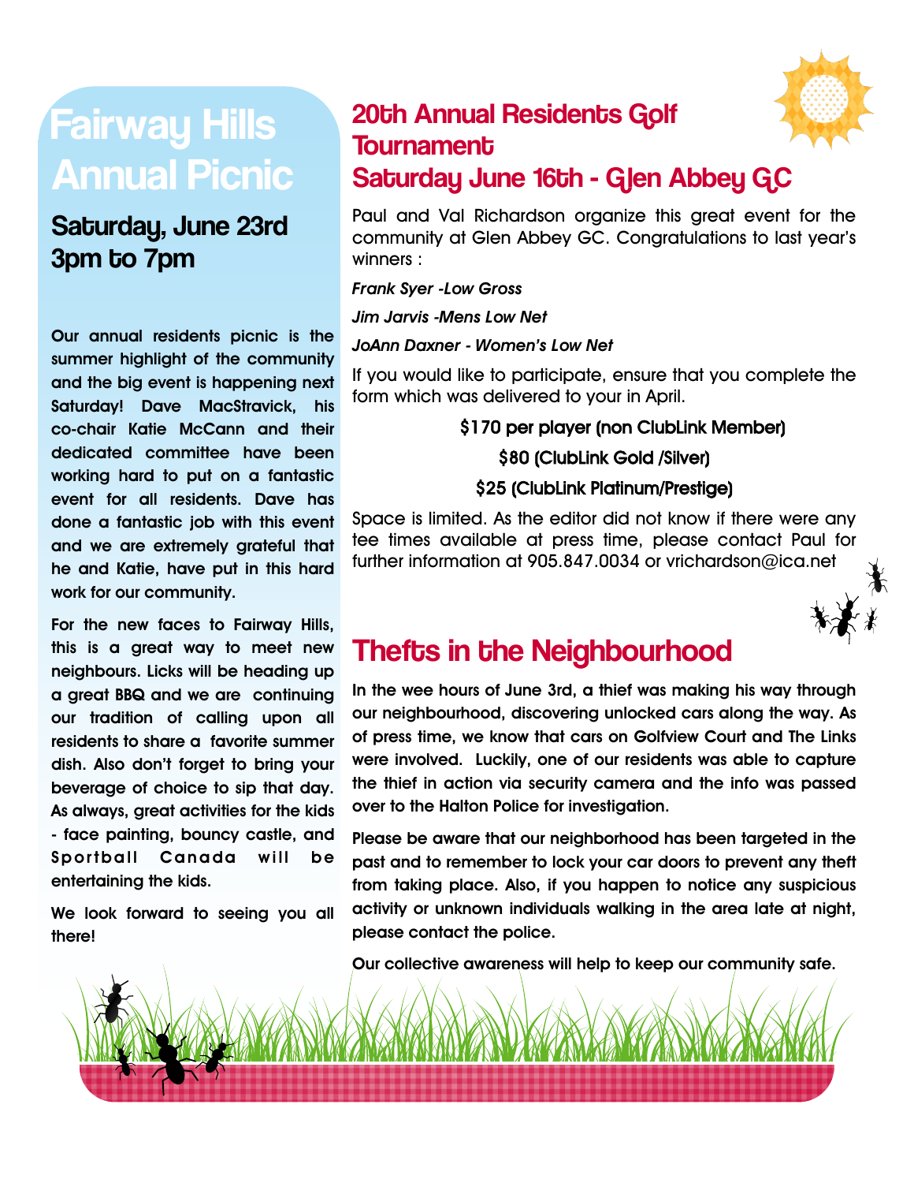# Fairway Hills Annual Picnic

## Saturday, June 23rd 3pm to 7pm

**Our annual residents picnic is the summer highlight of the community and the big event is happening next Saturday! Dave MacStravick, his co-chair Katie McCann and their dedicated committee have been working hard to put on a fantastic event for all residents. Dave has done a fantastic job with this event and we are extremely grateful that he and Katie, have put in this hard work for our community.**

**For the new faces to Fairway Hills, this is a great way to meet new neighbours. Licks will be heading up a great BBQ and we are continuing our tradition of calling upon all residents to share a favorite summer dish. Also don't forget to bring your beverage of choice to sip that day. As always, great activities for the kids - face painting, bouncy castle, and Sportball Canada will be entertaining the kids.**

**We look forward to seeing you all there!**

## 20th Annual Residents Golf Tournament Saturday June 16th - Glen Abbey GC

Paul and Val Richardson organize this great event for the community at Glen Abbey GC. Congratulations to last year's winners :

*Frank Syer -Low Gross*

*Jim Jarvis -Mens Low Net*

*JoAnn Daxner - Women's Low Net*

If you would like to participate, ensure that you complete the form which was delivered to your in April.

**$170 per player (non ClubLink Member)**

**$80 (ClubLink Gold /Silver)**

**$25 (ClubLink Platinum/Prestige)**

Space is limited. As the editor did not know if there were any tee times available at press time, please contact Paul for further information at 905.847.0034 or vrichardson@ica.net

## Thefts in the Neighbourhood

**In the wee hours of June 3rd, a thief was making his way through our neighbourhood, discovering unlocked cars along the way. As of press time, we know that cars on Golfview Court and The Links were involved. Luckily, one of our residents was able to capture the thief in action via security camera and the info was passed over to the Halton Police for investigation.**

**Please be aware that our neighborhood has been targeted in the past and to remember to lock your car doors to prevent any theft from taking place. Also, if you happen to notice any suspicious activity or unknown individuals walking in the area late at night, please contact the police.**

**Our collective awareness will help to keep our community safe.**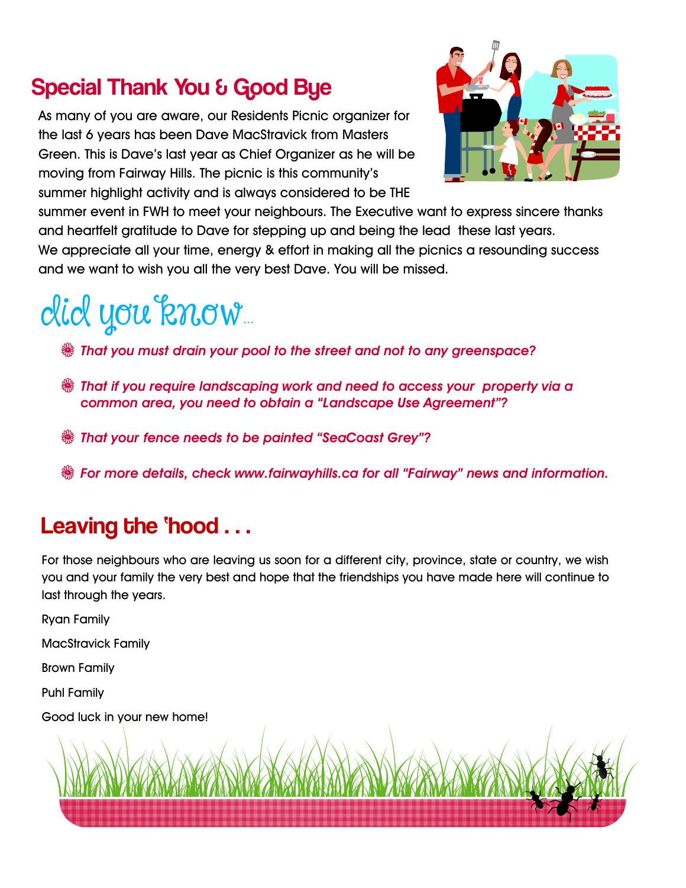## Special Thank You & Good Bye

As many of you are aware, our Residents Picnic organizer for the last 6 years has been Dave MacStravick from Masters Green. This is Dave's last year as Chief Organizer as he will be moving from Fairway Hills. The picnic is this community's summer highlight activity and is always considered to be THE summer event in FWH to meet your neighbours. The Executive want to express sincere thanks and heartfelt gratitude to Dave for stepping up and being the lead these last years. We appreciate all your time, energy & effort in making all the picnics a resounding success and we want to wish you all the very best Dave. You will be missed.

## did you know...

- *That you must drain your pool to the street and not to any greenspace?*
- *That if you require landscaping work and need to access your property via a common area, you need to obtain a "Landscape Use Agreement"?*
- *That your fence needs to be painted "SeaCoast Grey"?*
- *For more details, check www.fairwayhills.ca for all "Fairway" news and information.*

## Leaving the 'hood . . .

For those neighbours who are leaving us soon for a different city, province, state or country, we wish you and your family the very best and hope that the friendships you have made here will continue to last through the years.

Ryan Family

MacStravick Family

Brown Family

Puhl Family

Good luck in your new home!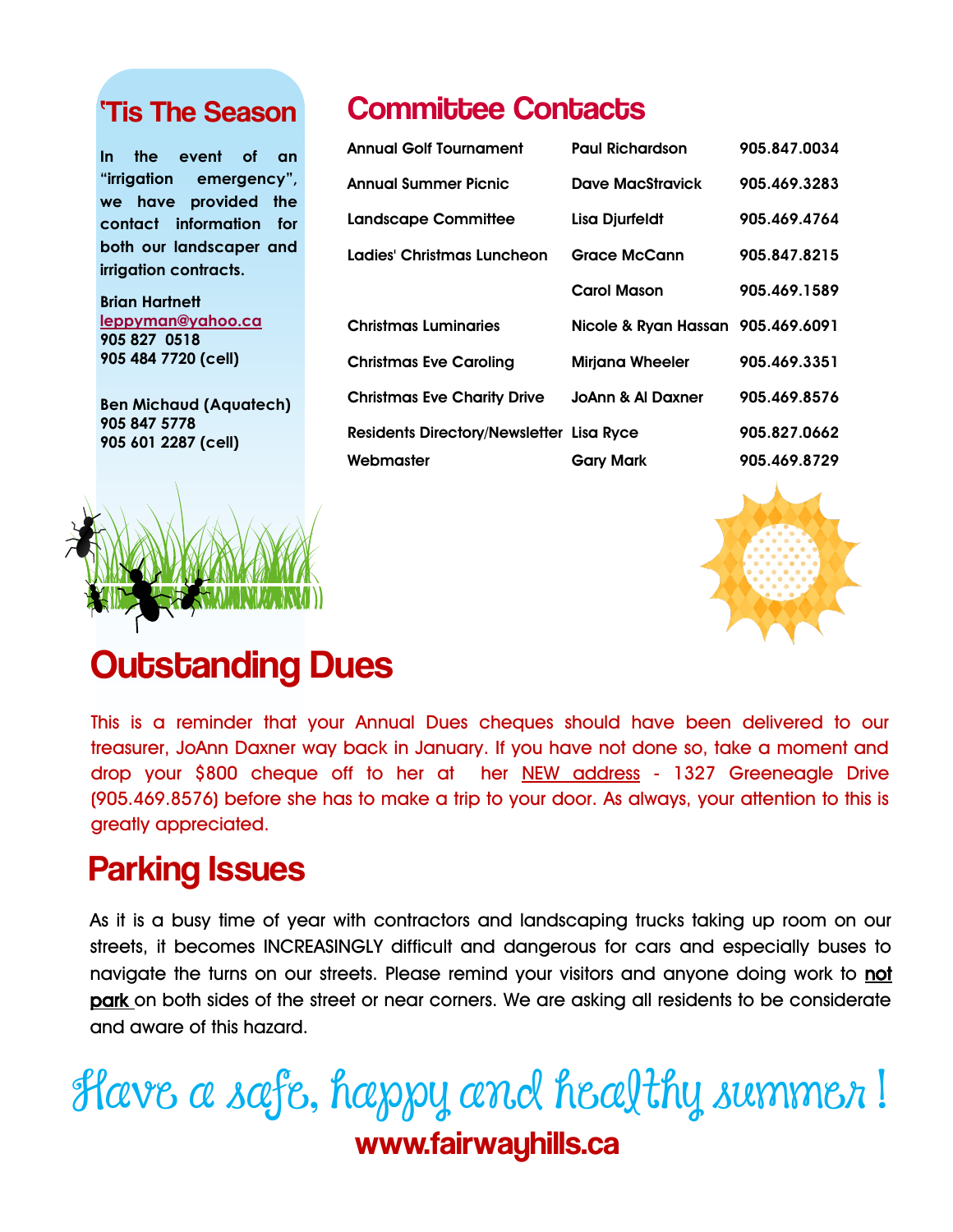## 'Tis The Season

**In the event of an "irrigation emergency", we have provided the contact information for both our landscaper and irrigation contracts.**

**Brian Hartnett**
**leppyman@yahoo.ca**
**905 827 0518**
**905 484 7720 (cell)**

**Ben Michaud (Aquatech)**
**905 847 5778**
**905 601 2287 (cell)**

## Committee Contacts

| | | |
|---|---|---|
| **Annual Golf Tournament** | **Paul Richardson** | **905.847.0034** |
| **Annual Summer Picnic** | **Dave MacStravick** | **905.469.3283** |
| **Landscape Committee** | **Lisa Djurfeldt** | **905.469.4764** |
| **Ladies' Christmas Luncheon** | **Grace McCann** | **905.847.8215** |
| | **Carol Mason** | **905.469.1589** |
| **Christmas Luminaries** | **Nicole & Ryan Hassan** | **905.469.6091** |
| **Christmas Eve Caroling** | **Mirjana Wheeler** | **905.469.3351** |
| **Christmas Eve Charity Drive** | **JoAnn & Al Daxner** | **905.469.8576** |
| **Residents Directory/Newsletter** | **Lisa Ryce** | **905.827.0662** |
| **Webmaster** | **Gary Mark** | **905.469.8729** |

## Outstanding Dues

This is a reminder that your Annual Dues cheques should have been delivered to our treasurer, JoAnn Daxner way back in January. If you have not done so, take a moment and drop your $800 cheque off to her at her NEW address - 1327 Greeneagle Drive (905.469.8576) before she has to make a trip to your door. As always, your attention to this is greatly appreciated.

## Parking Issues

As it is a busy time of year with contractors and landscaping trucks taking up room on our streets, it becomes INCREASINGLY difficult and dangerous for cars and especially buses to navigate the turns on our streets. Please remind your visitors and anyone doing work to **not park** on both sides of the street or near corners. We are asking all residents to be considerate and aware of this hazard.

*Have a safe, happy and healthy summer!*

**www.fairwayhills.ca**